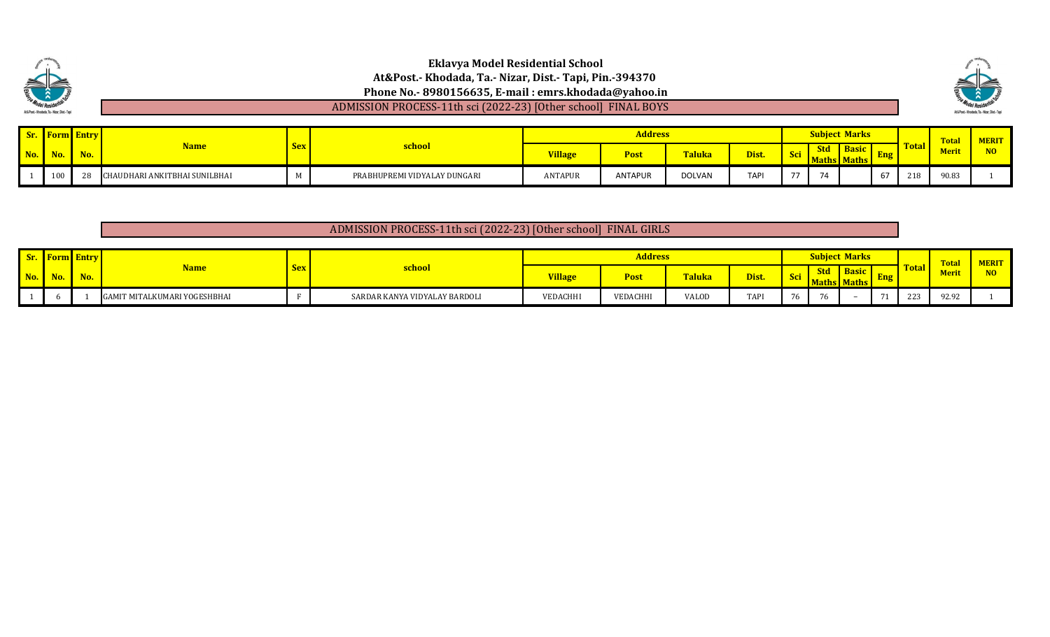# Eklavya Model Residential School

**At&Post.- Khodada, Ta.- Nizar, Dist.- Tapi, Pin.-394370**

**Phone No.- 8980156635, E-mail : emrs.khodada@yahoo.in**

## ADMISSION PROCESS-11th sci (2022-23) [Other school] FINAL BOYS

| Sr. No. | Form No. | Entry No. | Name | Sex | school | Address | | | | Subject Marks | | | | Total | Total Merit | MERIT NO |
|---|---|---|---|---|---|---|---|---|---|---|---|---|---|---|---|---|
| | | | | | | Village | Post | Taluka | Dist. | Sci | Std Maths | Basic Maths | Eng | | | |
| 1 | 100 | 28 | CHAUDHARI ANKITBHAI SUNILBHAI | M | PRABHUPREMI VIDYALAY DUNGARI | ANTAPUR | ANTAPUR | DOLVAN | TAPI | 77 | 74 | | 67 | 218 | 90.83 | 1 |

## ADMISSION PROCESS-11th sci (2022-23) [Other school] FINAL GIRLS

| Sr. No. | Form No. | Entry No. | Name | Sex | school | Address | | | | Subject Marks | | | | Total | Total Merit | MERIT NO |
|---|---|---|---|---|---|---|---|---|---|---|---|---|---|---|---|---|
| | | | | | | Village | Post | Taluka | Dist. | Sci | Std Maths | Basic Maths | Eng | | | |
| 1 | 6 | 1 | GAMIT MITALKUMARI YOGESHBHAI | F | SARDAR KANYA VIDYALAY BARDOLI | VEDACHHI | VEDACHHI | VALOD | TAPI | 76 | 76 | - | 71 | 223 | 92.92 | 1 |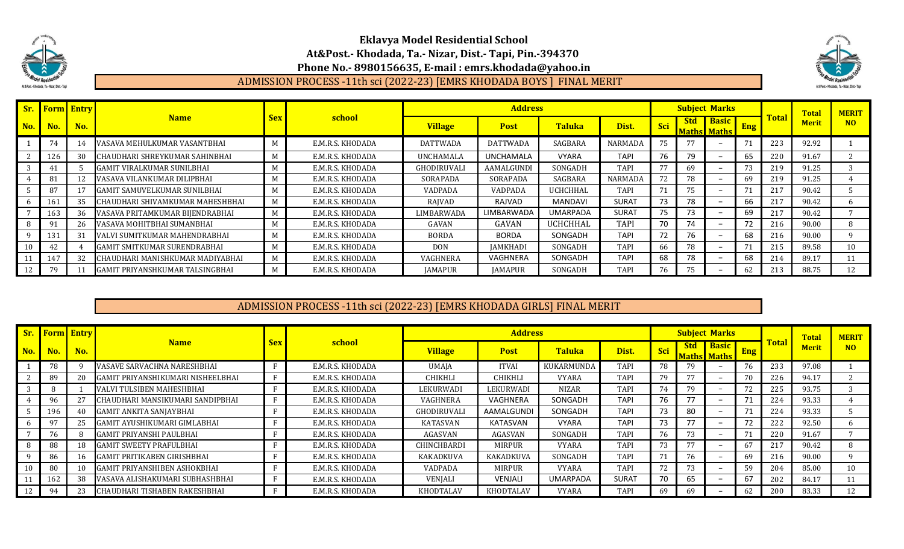# Eklavya Model Residential School

**At&Post.- Khodada, Ta.- Nizar, Dist.- Tapi, Pin.-394370**

**Phone No.- 8980156635, E-mail : emrs.khodada@yahoo.in**

## ADMISSION PROCESS -11th sci (2022-23) [EMRS KHODADA BOYS ] FINAL MERIT

| Sr. No. | Form No. | Entry No. | Name | Sex | school | Address | | | | Subject Marks | | | | Total | Total Merit | MERIT NO |
|---|---|---|---|---|---|---|---|---|---|---|---|---|---|---|---|---|
| | | | | | | Village | Post | Taluka | Dist. | Sci | Std Maths | Basic Maths | Eng | | | |
| 1 | 74 | 14 | VASAVA MEHULKUMAR VASANTBHAI | M | E.M.R.S. KHODADA | DATTWADA | DATTWADA | SAGBARA | NARMADA | 75 | 77 | – | 71 | 223 | 92.92 | 1 |
| 2 | 126 | 30 | CHAUDHARI SHREYKUMAR SAHINBHAI | M | E.M.R.S. KHODADA | UNCHAMALA | UNCHAMALA | VYARA | TAPI | 76 | 79 | – | 65 | 220 | 91.67 | 2 |
| 3 | 41 | 5 | GAMIT VIRALKUMAR SUNILBHAI | M | E.M.R.S. KHODADA | GHODIRUVALI | AAMALGUNDI | SONGADH | TAPI | 77 | 69 | – | 73 | 219 | 91.25 | 3 |
| 4 | 81 | 12 | VASAVA VILANKUMAR DILIPBHAI | M | E.M.R.S. KHODADA | SORAPADA | SORAPADA | SAGBARA | NARMADA | 72 | 78 | – | 69 | 219 | 91.25 | 4 |
| 5 | 87 | 17 | GAMIT SAMUVELKUMAR SUNILBHAI | M | E.M.R.S. KHODADA | VADPADA | VADPADA | UCHCHHAL | TAPI | 71 | 75 | – | 71 | 217 | 90.42 | 5 |
| 6 | 161 | 35 | CHAUDHARI SHIVAMKUMAR MAHESHBHAI | M | E.M.R.S. KHODADA | RAJVAD | RAJVAD | MANDAVI | SURAT | 73 | 78 | – | 66 | 217 | 90.42 | 6 |
| 7 | 163 | 36 | VASAVA PRITAMKUMAR BIJENDRABHAI | M | E.M.R.S. KHODADA | LIMBARWADA | LIMBARWADA | UMARPADA | SURAT | 75 | 73 | – | 69 | 217 | 90.42 | 7 |
| 8 | 91 | 26 | VASAVA MOHITBHAI SUMANBHAI | M | E.M.R.S. KHODADA | GAVAN | GAVAN | UCHCHHAL | TAPI | 70 | 74 | – | 72 | 216 | 90.00 | 8 |
| 9 | 131 | 31 | VALVI SUMITKUMAR MAHENDRABHAI | M | E.M.R.S. KHODADA | BORDA | BORDA | SONGADH | TAPI | 72 | 76 | – | 68 | 216 | 90.00 | 9 |
| 10 | 42 | 4 | GAMIT SMITKUMAR SURENDRABHAI | M | E.M.R.S. KHODADA | DON | JAMKHADI | SONGADH | TAPI | 66 | 78 | – | 71 | 215 | 89.58 | 10 |
| 11 | 147 | 32 | CHAUDHARI MANISHKUMAR MADIYABHAI | M | E.M.R.S. KHODADA | VAGHNERA | VAGHNERA | SONGADH | TAPI | 68 | 78 | – | 68 | 214 | 89.17 | 11 |
| 12 | 79 | 11 | GAMIT PRIYANSHKUMAR TALSINGBHAI | M | E.M.R.S. KHODADA | JAMAPUR | JAMAPUR | SONGADH | TAPI | 76 | 75 | – | 62 | 213 | 88.75 | 12 |

## ADMISSION PROCESS -11th sci (2022-23) [EMRS KHODADA GIRLS] FINAL MERIT

| Sr. No. | Form No. | Entry No. | Name | Sex | school | Address | | | | Subject Marks | | | | Total | Total Merit | MERIT NO |
|---|---|---|---|---|---|---|---|---|---|---|---|---|---|---|---|---|
| | | | | | | Village | Post | Taluka | Dist. | Sci | Std Maths | Basic Maths | Eng | | | |
| 1 | 78 | 9 | VASAVE SARVACHNA NARESHBHAI | F | E.M.R.S. KHODADA | UMAJA | ITVAI | KUKARMUNDA | TAPI | 78 | 79 | – | 76 | 233 | 97.08 | 1 |
| 2 | 89 | 20 | GAMIT PRIYANSHIKUMARI NISHEELBHAI | F | E.M.R.S. KHODADA | CHIKHLI | CHIKHLI | VYARA | TAPI | 79 | 77 | – | 70 | 226 | 94.17 | 2 |
| 3 | 8 | 1 | VALVI TULSIBEN MAHESHBHAI | F | E.M.R.S. KHODADA | LEKURWADI | LEKURWADI | NIZAR | TAPI | 74 | 79 | – | 72 | 225 | 93.75 | 3 |
| 4 | 96 | 27 | CHAUDHARI MANSIKUMARI SANDIPBHAI | F | E.M.R.S. KHODADA | VAGHNERA | VAGHNERA | SONGADH | TAPI | 76 | 77 | – | 71 | 224 | 93.33 | 4 |
| 5 | 196 | 40 | GAMIT ANKITA SANJAYBHAI | F | E.M.R.S. KHODADA | GHODIRUVALI | AAMALGUNDI | SONGADH | TAPI | 73 | 80 | – | 71 | 224 | 93.33 | 5 |
| 6 | 97 | 25 | GAMIT AYUSHIKUMARI GIMLABHAI | F | E.M.R.S. KHODADA | KATASVAN | KATASVAN | VYARA | TAPI | 73 | 77 | – | 72 | 222 | 92.50 | 6 |
| 7 | 76 | 8 | GAMIT PRIYANSHI PAULBHAI | F | E.M.R.S. KHODADA | AGASVAN | AGASVAN | SONGADH | TAPI | 76 | 73 | – | 71 | 220 | 91.67 | 7 |
| 8 | 88 | 18 | GAMIT SWEETY PRAFULBHAI | F | E.M.R.S. KHODADA | CHINCHBARDI | MIRPUR | VYARA | TAPI | 73 | 77 | – | 67 | 217 | 90.42 | 8 |
| 9 | 86 | 16 | GAMIT PRITIKABEN GIRISHBHAI | F | E.M.R.S. KHODADA | KAKADKUVA | KAKADKUVA | SONGADH | TAPI | 71 | 76 | – | 69 | 216 | 90.00 | 9 |
| 10 | 80 | 10 | GAMIT PRIYANSHIBEN ASHOKBHAI | F | E.M.R.S. KHODADA | VADPADA | MIRPUR | VYARA | TAPI | 72 | 73 | – | 59 | 204 | 85.00 | 10 |
| 11 | 162 | 38 | VASAVA ALISHAKUMARI SUBHASHBHAI | F | E.M.R.S. KHODADA | VENJALI | VENJALI | UMARPADA | SURAT | 70 | 65 | – | 67 | 202 | 84.17 | 11 |
| 12 | 94 | 23 | CHAUDHARI TISHABEN RAKESHBHAI | F | E.M.R.S. KHODADA | KHODTALAV | KHODTALAV | VYARA | TAPI | 69 | 69 | – | 62 | 200 | 83.33 | 12 |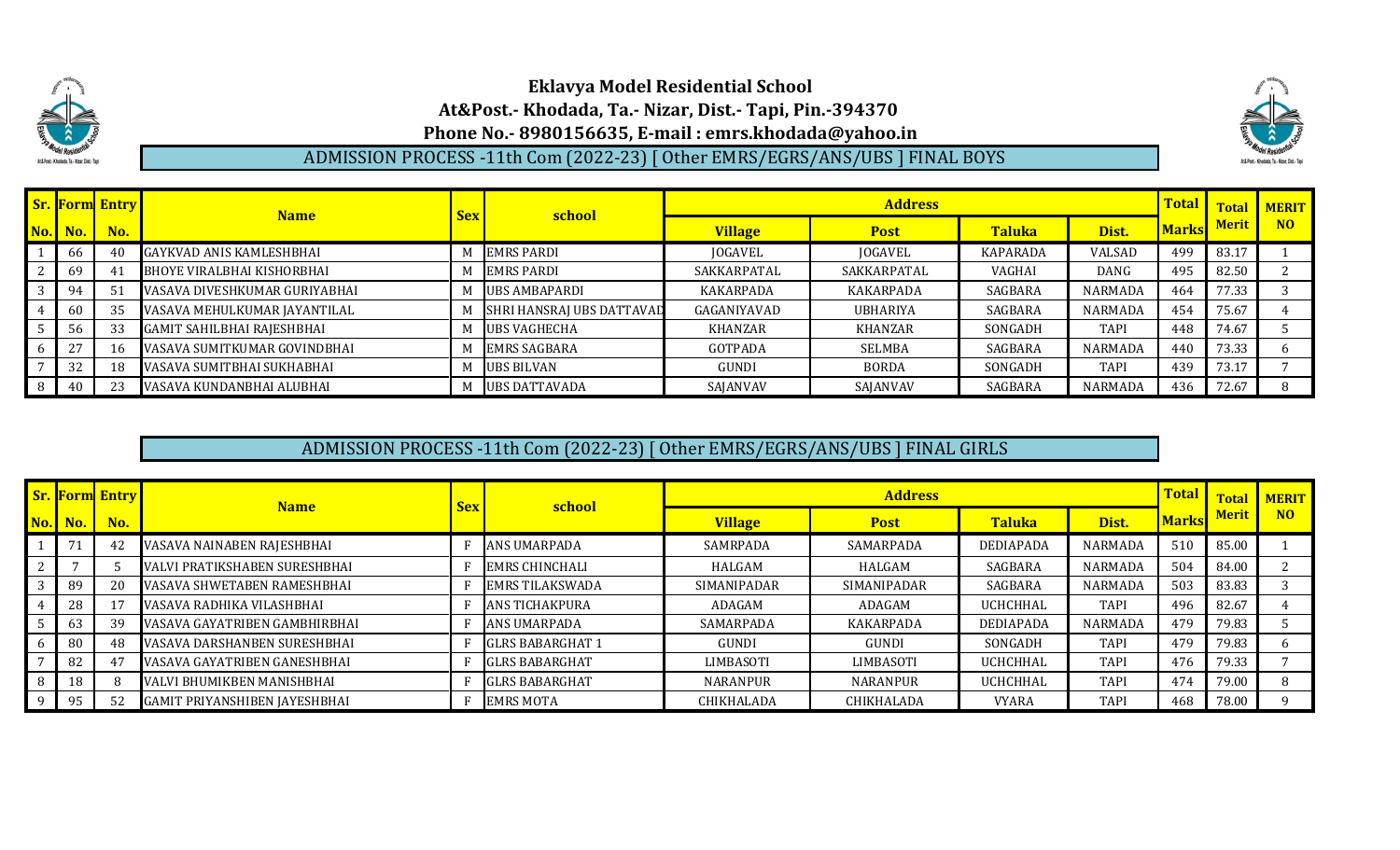# Eklavya Model Residential School

**At&Post.- Khodada, Ta.- Nizar, Dist.- Tapi, Pin.-394370**

**Phone No.- 8980156635, E-mail : emrs.khodada@yahoo.in**

## ADMISSION PROCESS -11th Com (2022-23) [ Other EMRS/EGRS/ANS/UBS ] FINAL BOYS

| Sr. No. | Form No. | Entry No. | Name | Sex | school | Address | | | | Total Marks | Total Merit | MERIT NO |
|---|---|---|---|---|---|---|---|---|---|---|---|---|
| | | | | | | Village | Post | Taluka | Dist. | | | |
| 1 | 66 | 40 | GAYKVAD ANIS KAMLESHBHAI | M | EMRS PARDI | JOGAVEL | JOGAVEL | KAPARADA | VALSAD | 499 | 83.17 | 1 |
| 2 | 69 | 41 | BHOYE VIRALBHAI KISHORBHAI | M | EMRS PARDI | SAKKARPATAL | SAKKARPATAL | VAGHAI | DANG | 495 | 82.50 | 2 |
| 3 | 94 | 51 | VASAVA DIVESHKUMAR GURIYABHAI | M | UBS AMBAPARDI | KAKARPADA | KAKARPADA | SAGBARA | NARMADA | 464 | 77.33 | 3 |
| 4 | 60 | 35 | VASAVA MEHULKUMAR JAYANTILAL | M | SHRI HANSRAJ UBS DATTAVAD | GAGANIYAVAD | UBHARIYA | SAGBARA | NARMADA | 454 | 75.67 | 4 |
| 5 | 56 | 33 | GAMIT SAHILBHAI RAJESHBHAI | M | UBS VAGHECHA | KHANZAR | KHANZAR | SONGADH | TAPI | 448 | 74.67 | 5 |
| 6 | 27 | 16 | VASAVA SUMITKUMAR GOVINDBHAI | M | EMRS SAGBARA | GOTPADA | SELMBA | SAGBARA | NARMADA | 440 | 73.33 | 6 |
| 7 | 32 | 18 | VASAVA SUMITBHAI SUKHABHAI | M | UBS BILVAN | GUNDI | BORDA | SONGADH | TAPI | 439 | 73.17 | 7 |
| 8 | 40 | 23 | VASAVA KUNDANBHAI ALUBHAI | M | UBS DATTAVADA | SAJANVAV | SAJANVAV | SAGBARA | NARMADA | 436 | 72.67 | 8 |

## ADMISSION PROCESS -11th Com (2022-23) [ Other EMRS/EGRS/ANS/UBS ] FINAL GIRLS

| Sr. No. | Form No. | Entry No. | Name | Sex | school | Address | | | | Total Marks | Total Merit | MERIT NO |
|---|---|---|---|---|---|---|---|---|---|---|---|---|
| | | | | | | Village | Post | Taluka | Dist. | | | |
| 1 | 71 | 42 | VASAVA NAINABEN RAJESHBHAI | F | ANS UMARPADA | SAMRPADA | SAMARPADA | DEDIAPADA | NARMADA | 510 | 85.00 | 1 |
| 2 | 7 | 5 | VALVI PRATIKSHABEN SURESHBHAI | F | EMRS CHINCHALI | HALGAM | HALGAM | SAGBARA | NARMADA | 504 | 84.00 | 2 |
| 3 | 89 | 20 | VASAVA SHWETABEN RAMESHBHAI | F | EMRS TILAKSWADA | SIMANIPADAR | SIMANIPADAR | SAGBARA | NARMADA | 503 | 83.83 | 3 |
| 4 | 28 | 17 | VASAVA RADHIKA VILASHBHAI | F | ANS TICHAKPURA | ADAGAM | ADAGAM | UCHCHHAL | TAPI | 496 | 82.67 | 4 |
| 5 | 63 | 39 | VASAVA GAYATRIBEN GAMBHIRBHAI | F | ANS UMARPADA | SAMARPADA | KAKARPADA | DEDIAPADA | NARMADA | 479 | 79.83 | 5 |
| 6 | 80 | 48 | VASAVA DARSHANBEN SURESHBHAI | F | GLRS BABARGHAT 1 | GUNDI | GUNDI | SONGADH | TAPI | 479 | 79.83 | 6 |
| 7 | 82 | 47 | VASAVA GAYATRIBEN GANESHBHAI | F | GLRS BABARGHAT | LIMBASOTI | LIMBASOTI | UCHCHHAL | TAPI | 476 | 79.33 | 7 |
| 8 | 18 | 8 | VALVI BHUMIKBEN MANISHBHAI | F | GLRS BABARGHAT | NARANPUR | NARANPUR | UCHCHHAL | TAPI | 474 | 79.00 | 8 |
| 9 | 95 | 52 | GAMIT PRIYANSHIBEN JAYESHBHAI | F | EMRS MOTA | CHIKHALADA | CHIKHALADA | VYARA | TAPI | 468 | 78.00 | 9 |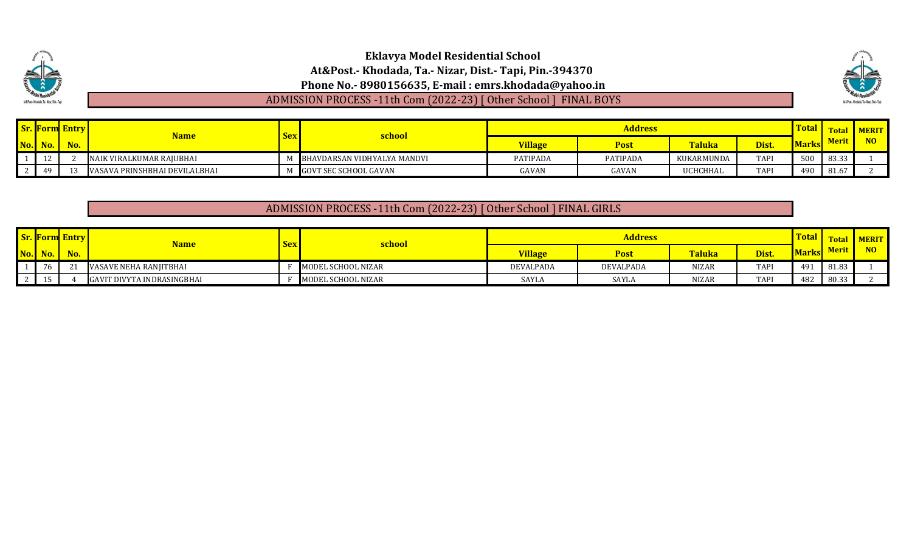# Eklavya Model Residential School

**At&Post.- Khodada, Ta.- Nizar, Dist.- Tapi, Pin.-394370**

**Phone No.- 8980156635, E-mail : emrs.khodada@yahoo.in**

## ADMISSION PROCESS -11th Com (2022-23) [ Other School ] FINAL BOYS

| Sr. No. | Form No. | Entry No. | Name | Sex | school | Address | | | | Total Marks | Total Merit | MERIT NO |
|---|---|---|---|---|---|---|---|---|---|---|---|---|
| | | | | | | Village | Post | Taluka | Dist. | | | |
| 1 | 12 | 2 | NAIK VIRALKUMAR RAJUBHAI | M | BHAVDARSAN VIDHYALYA MANDVI | PATIPADA | PATIPADA | KUKARMUNDA | TAPI | 500 | 83.33 | 1 |
| 2 | 49 | 13 | VASAVA PRINSHBHAI DEVILALBHAI | M | GOVT SEC SCHOOL GAVAN | GAVAN | GAVAN | UCHCHHAL | TAPI | 490 | 81.67 | 2 |

## ADMISSION PROCESS -11th Com (2022-23) [ Other School ] FINAL GIRLS

| Sr. No. | Form No. | Entry No. | Name | Sex | school | Address | | | | Total Marks | Total Merit | MERIT NO |
|---|---|---|---|---|---|---|---|---|---|---|---|---|
| | | | | | | Village | Post | Taluka | Dist. | | | |
| 1 | 76 | 21 | VASAVE NEHA RANJITBHAI | F | MODEL SCHOOL NIZAR | DEVALPADA | DEVALPADA | NIZAR | TAPI | 491 | 81.83 | 1 |
| 2 | 15 | 4 | GAVIT DIVYTA INDRASINGBHAI | F | MODEL SCHOOL NIZAR | SAYLA | SAYLA | NIZAR | TAPI | 482 | 80.33 | 2 |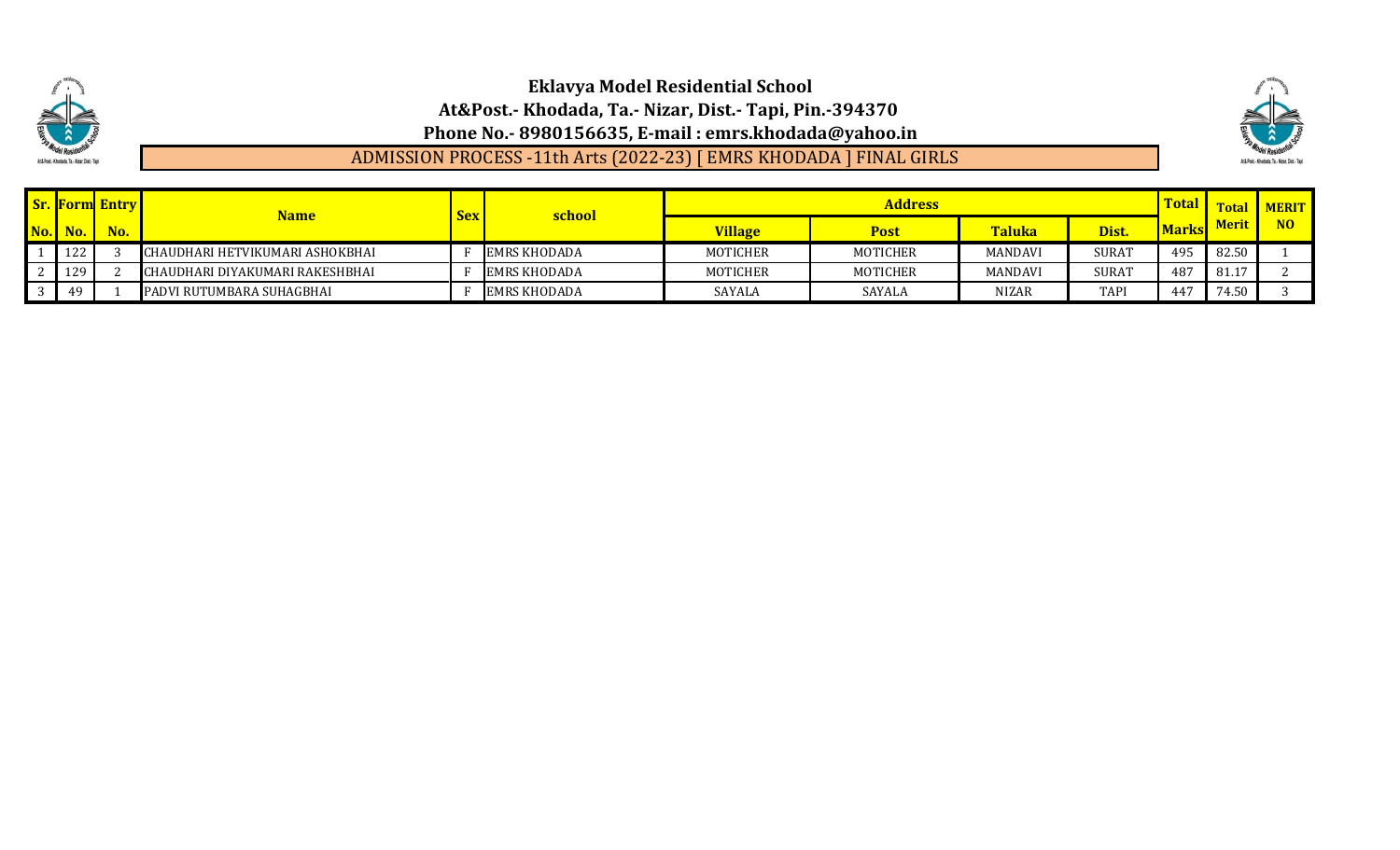# Eklavya Model Residential School

**At&Post.- Khodada, Ta.- Nizar, Dist.- Tapi, Pin.-394370**

**Phone No.- 8980156635, E-mail : emrs.khodada@yahoo.in**

ADMISSION PROCESS -11th Arts (2022-23) [ EMRS KHODADA ] FINAL GIRLS

| Sr. No. | Form No. | Entry No. | Name | Sex | school | Address | | | | Total Marks | Total Merit | MERIT NO |
|---|---|---|---|---|---|---|---|---|---|---|---|---|
| | | | | | | Village | Post | Taluka | Dist. | | | |
| 1 | 122 | 3 | CHAUDHARI HETVIKUMARI ASHOKBHAI | F | EMRS KHODADA | MOTICHER | MOTICHER | MANDAVI | SURAT | 495 | 82.50 | 1 |
| 2 | 129 | 2 | CHAUDHARI DIYAKUMARI RAKESHBHAI | F | EMRS KHODADA | MOTICHER | MOTICHER | MANDAVI | SURAT | 487 | 81.17 | 2 |
| 3 | 49 | 1 | PADVI RUTUMBARA SUHAGBHAI | F | EMRS KHODADA | SAYALA | SAYALA | NIZAR | TAPI | 447 | 74.50 | 3 |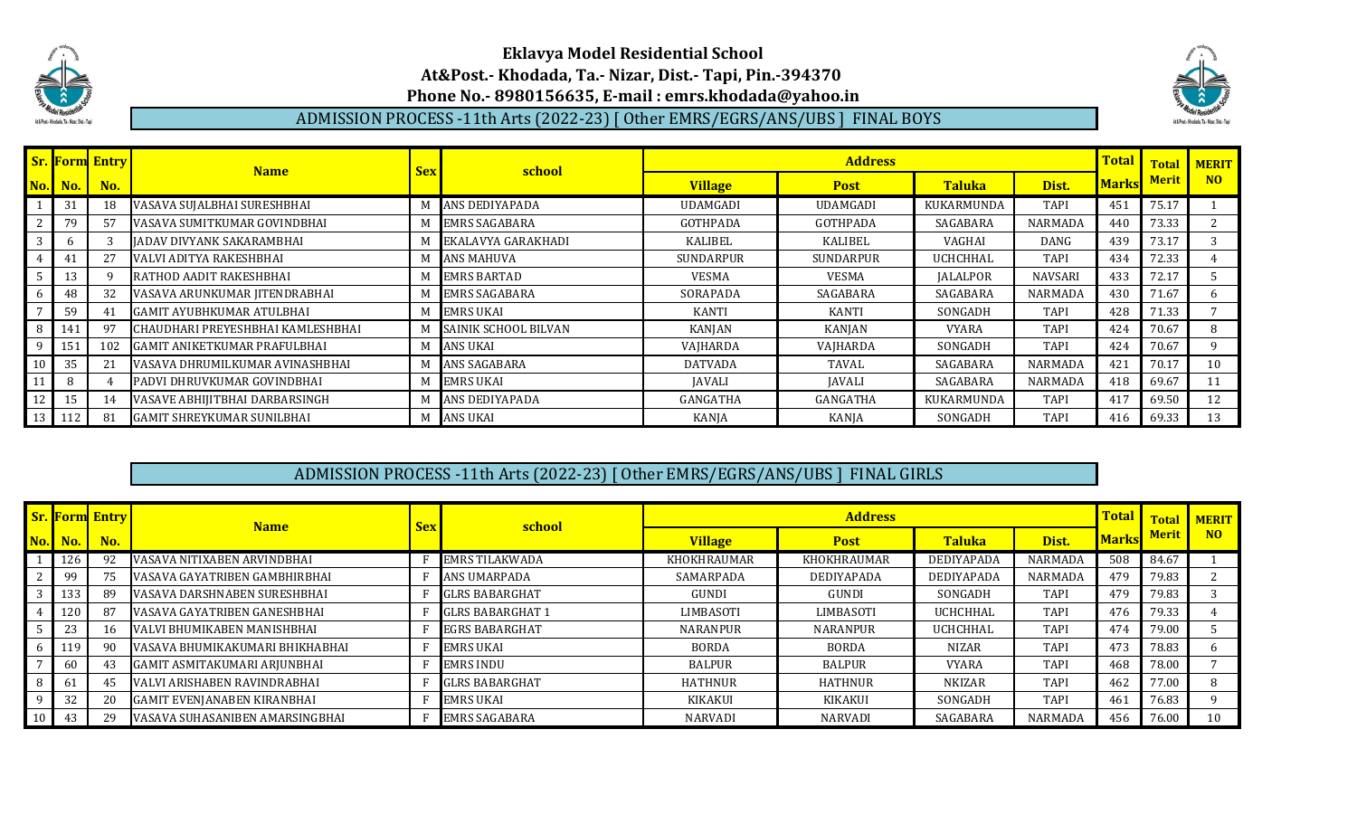# Eklavya Model Residential School

**At&Post.- Khodada, Ta.- Nizar, Dist.- Tapi, Pin.-394370**

**Phone No.- 8980156635, E-mail : emrs.khodada@yahoo.in**

## ADMISSION PROCESS -11th Arts (2022-23) [ Other EMRS/EGRS/ANS/UBS ] FINAL BOYS

| Sr. No. | Form No. | Entry No. | Name | Sex | school | Address | | | | Total Marks | Total Merit | MERIT NO |
|---|---|---|---|---|---|---|---|---|---|---|---|---|
| | | | | | | Village | Post | Taluka | Dist. | | | |
| 1 | 31 | 18 | VASAVA SUJALBHAI SURESHBHAI | M | ANS DEDIYAPADA | UDAMGADI | UDAMGADI | KUKARMUNDA | TAPI | 451 | 75.17 | 1 |
| 2 | 79 | 57 | VASAVA SUMITKUMAR GOVINDBHAI | M | EMRS SAGABARA | GOTHPADA | GOTHPADA | SAGABARA | NARMADA | 440 | 73.33 | 2 |
| 3 | 6 | 3 | JADAV DIVYANK SAKARAMBHAI | M | EKALAVYA GARAKHADI | KALIBEL | KALIBEL | VAGHAI | DANG | 439 | 73.17 | 3 |
| 4 | 41 | 27 | VALVI ADITYA RAKESHBHAI | M | ANS MAHUVA | SUNDARPUR | SUNDARPUR | UCHCHHAL | TAPI | 434 | 72.33 | 4 |
| 5 | 13 | 9 | RATHOD AADIT RAKESHBHAI | M | EMRS BARTAD | VESMA | VESMA | JALALPOR | NAVSARI | 433 | 72.17 | 5 |
| 6 | 48 | 32 | VASAVA ARUNKUMAR JITENDRABHAI | M | EMRS SAGABARA | SORAPADA | SAGABARA | SAGABARA | NARMADA | 430 | 71.67 | 6 |
| 7 | 59 | 41 | GAMIT AYUBHKUMAR ATULBHAI | M | EMRS UKAI | KANTI | KANTI | SONGADH | TAPI | 428 | 71.33 | 7 |
| 8 | 141 | 97 | CHAUDHARI PREYESHBHAI KAMLESHBHAI | M | SAINIK SCHOOL BILVAN | KANJAN | KANJAN | VYARA | TAPI | 424 | 70.67 | 8 |
| 9 | 151 | 102 | GAMIT ANIKETKUMAR PRAFULBHAI | M | ANS UKAI | VAJHARDA | VAJHARDA | SONGADH | TAPI | 424 | 70.67 | 9 |
| 10 | 35 | 21 | VASAVA DHRUMILKUMAR AVINASHBHAI | M | ANS SAGABARA | DATVADA | TAVAL | SAGABARA | NARMADA | 421 | 70.17 | 10 |
| 11 | 8 | 4 | PADVI DHRUVKUMAR GOVINDBHAI | M | EMRS UKAI | JAVALI | JAVALI | SAGABARA | NARMADA | 418 | 69.67 | 11 |
| 12 | 15 | 14 | VASAVE ABHIJITBHAI DARBARSINGH | M | ANS DEDIYAPADA | GANGATHA | GANGATHA | KUKARMUNDA | TAPI | 417 | 69.50 | 12 |
| 13 | 112 | 81 | GAMIT SHREYKUMAR SUNILBHAI | M | ANS UKAI | KANJA | KANJA | SONGADH | TAPI | 416 | 69.33 | 13 |

## ADMISSION PROCESS -11th Arts (2022-23) [ Other EMRS/EGRS/ANS/UBS ] FINAL GIRLS

| Sr. No. | Form No. | Entry No. | Name | Sex | school | Address | | | | Total Marks | Total Merit | MERIT NO |
|---|---|---|---|---|---|---|---|---|---|---|---|---|
| | | | | | | Village | Post | Taluka | Dist. | | | |
| 1 | 126 | 92 | VASAVA NITIXABEN ARVINDBHAI | F | EMRS TILAKWADA | KHOKHRAUMAR | KHOKHRAUMAR | DEDIYAPADA | NARMADA | 508 | 84.67 | 1 |
| 2 | 99 | 75 | VASAVA GAYATRIBEN GAMBHIRBHAI | F | ANS UMARPADA | SAMARPADA | DEDIYAPADA | DEDIYAPADA | NARMADA | 479 | 79.83 | 2 |
| 3 | 133 | 89 | VASAVA DARSHNABEN SURESHBHAI | F | GLRS BABARGHAT | GUNDI | GUNDI | SONGADH | TAPI | 479 | 79.83 | 3 |
| 4 | 120 | 87 | VASAVA GAYATRIBEN GANESHBHAI | F | GLRS BABARGHAT 1 | LIMBASOTI | LIMBASOTI | UCHCHHAL | TAPI | 476 | 79.33 | 4 |
| 5 | 23 | 16 | VALVI BHUMIKABEN MANISHBHAI | F | EGRS BABARGHAT | NARANPUR | NARANPUR | UCHCHHAL | TAPI | 474 | 79.00 | 5 |
| 6 | 119 | 90 | VASAVA BHUMIKAKUMARI BHIKHABHAI | F | EMRS UKAI | BORDA | BORDA | NIZAR | TAPI | 473 | 78.83 | 6 |
| 7 | 60 | 43 | GAMIT ASMITAKUMARI ARJUNBHAI | F | EMRS INDU | BALPUR | BALPUR | VYARA | TAPI | 468 | 78.00 | 7 |
| 8 | 61 | 45 | VALVI ARISHABEN RAVINDRABHAI | F | GLRS BABARGHAT | HATHNUR | HATHNUR | NKIZAR | TAPI | 462 | 77.00 | 8 |
| 9 | 32 | 20 | GAMIT EVENJANABEN KIRANBHAI | F | EMRS UKAI | KIKAKUI | KIKAKUI | SONGADH | TAPI | 461 | 76.83 | 9 |
| 10 | 43 | 29 | VASAVA SUHASANIBEN AMARSINGBHAI | F | EMRS SAGABARA | NARVADI | NARVADI | SAGABARA | NARMADA | 456 | 76.00 | 10 |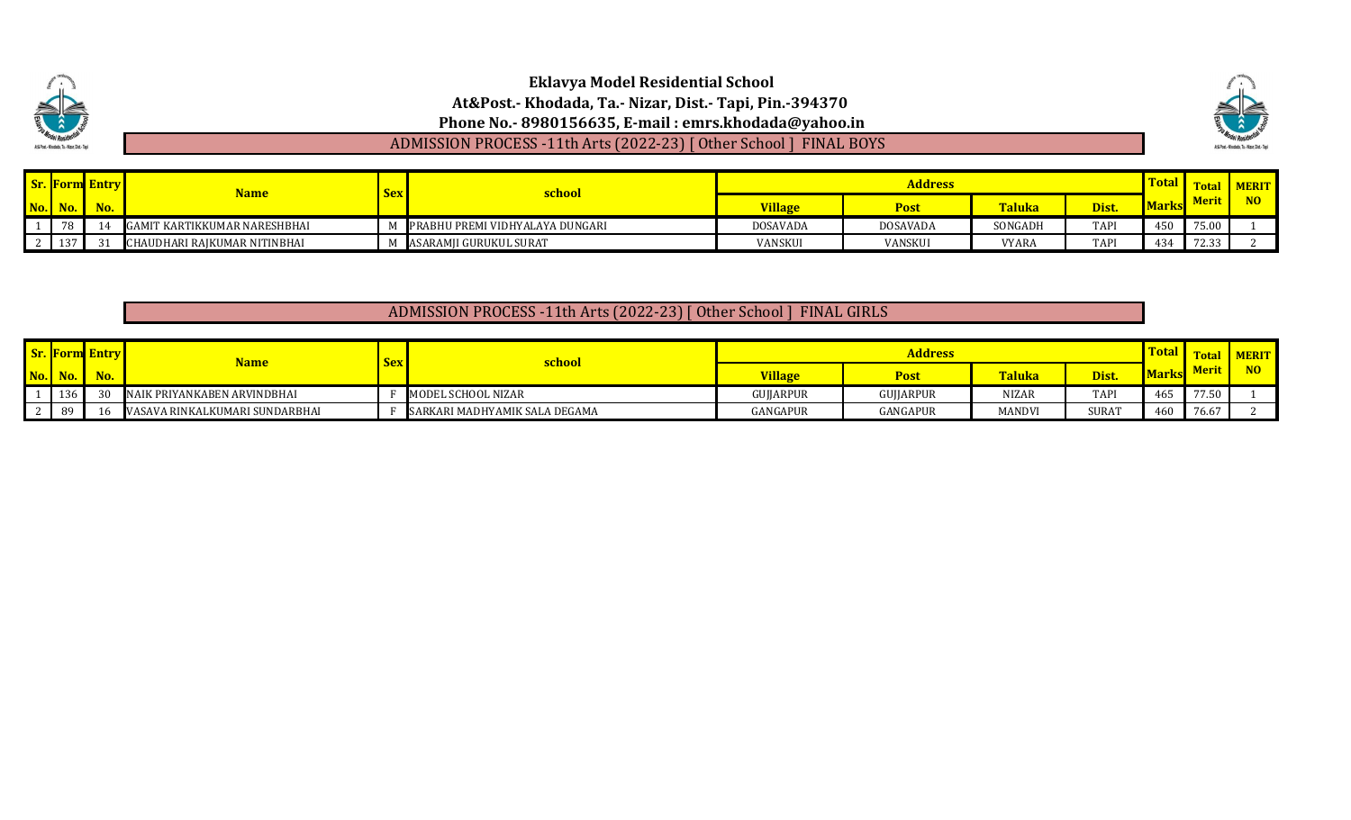# Eklavya Model Residential School

**At&Post.- Khodada, Ta.- Nizar, Dist.- Tapi, Pin.-394370**

**Phone No.- 8980156635, E-mail : emrs.khodada@yahoo.in**

## ADMISSION PROCESS -11th Arts (2022-23) [ Other School ] FINAL BOYS

| Sr. No. | Form No. | Entry No. | Name | Sex | school | Address | | | | Total Marks | Total Merit | MERIT NO |
|---|---|---|---|---|---|---|---|---|---|---|---|---|
| | | | | | | Village | Post | Taluka | Dist. | | | |
| 1 | 78 | 14 | GAMIT KARTIKKUMAR NARESHBHAI | M | PRABHU PREMI VIDHYALAYA DUNGARI | DOSAVADA | DOSAVADA | SONGADH | TAPI | 450 | 75.00 | 1 |
| 2 | 137 | 31 | CHAUDHARI RAJKUMAR NITINBHAI | M | ASARAMJI GURUKUL SURAT | VANSKUI | VANSKUI | VYARA | TAPI | 434 | 72.33 | 2 |

## ADMISSION PROCESS -11th Arts (2022-23) [ Other School ] FINAL GIRLS

| Sr. No. | Form No. | Entry No. | Name | Sex | school | Address | | | | Total Marks | Total Merit | MERIT NO |
|---|---|---|---|---|---|---|---|---|---|---|---|---|
| | | | | | | Village | Post | Taluka | Dist. | | | |
| 1 | 136 | 30 | NAIK PRIYANKABEN ARVINDBHAI | F | MODEL SCHOOL NIZAR | GUJJARPUR | GUJJARPUR | NIZAR | TAPI | 465 | 77.50 | 1 |
| 2 | 89 | 16 | VASAVA RINKALKUMARI SUNDARBHAI | F | SARKARI MADHYAMIK SALA DEGAMA | GANGAPUR | GANGAPUR | MANDVI | SURAT | 460 | 76.67 | 2 |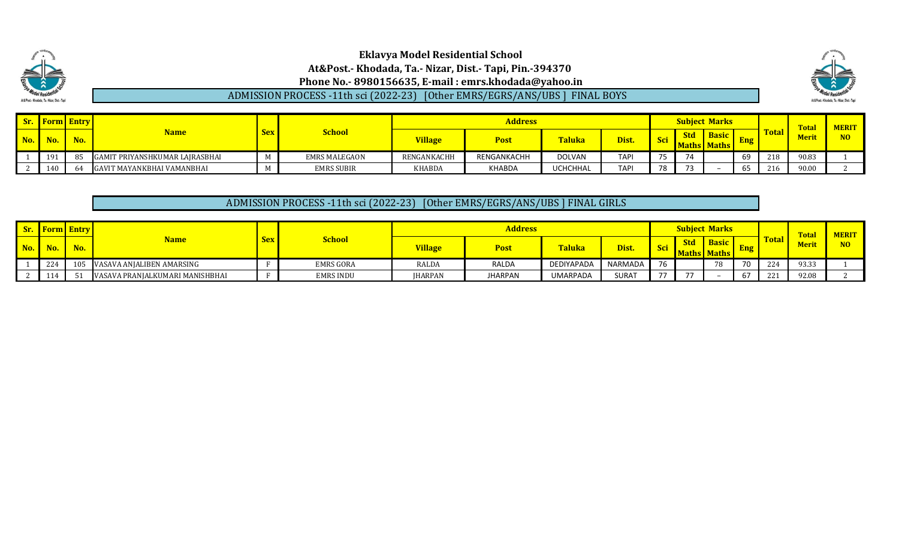**Eklavya Model Residential School**
**At&Post.- Khodada, Ta.- Nizar, Dist.- Tapi, Pin.-394370**
**Phone No.- 8980156635, E-mail : emrs.khodada@yahoo.in**

## ADMISSION PROCESS -11th sci (2022-23) [Other EMRS/EGRS/ANS/UBS ] FINAL BOYS

| Sr. No. | Form No. | Entry No. | Name | Sex | School | Address | | | | Subject Marks | | | | Total | Total Merit | MERIT NO |
|---|---|---|---|---|---|---|---|---|---|---|---|---|---|---|---|---|
| | | | | | | Village | Post | Taluka | Dist. | Sci | Std Maths | Basic Maths | Eng | | | |
| 1 | 191 | 85 | GAMIT PRIYANSHKUMAR LAJRASBHAI | M | EMRS MALEGAON | RENGANKACHH | RENGANKACHH | DOLVAN | TAPI | 75 | 74 | | 69 | 218 | 90.83 | 1 |
| 2 | 140 | 64 | GAVIT MAYANKBHAI VAMANBHAI | M | EMRS SUBIR | KHABDA | KHABDA | UCHCHHAL | TAPI | 78 | 73 | – | 65 | 216 | 90.00 | 2 |

## ADMISSION PROCESS -11th sci (2022-23) [Other EMRS/EGRS/ANS/UBS ] FINAL GIRLS

| Sr. No. | Form No. | Entry No. | Name | Sex | School | Address | | | | Subject Marks | | | | Total | Total Merit | MERIT NO |
|---|---|---|---|---|---|---|---|---|---|---|---|---|---|---|---|---|
| | | | | | | Village | Post | Taluka | Dist. | Sci | Std Maths | Basic Maths | Eng | | | |
| 1 | 224 | 105 | VASAVA ANJALIBEN AMARSING | F | EMRS GORA | RALDA | RALDA | DEDIYAPADA | NARMADA | 76 | | 78 | 70 | 224 | 93.33 | 1 |
| 2 | 114 | 51 | VASAVA PRANJALKUMARI MANISHBHAI | F | EMRS INDU | JHARPAN | JHARPAN | UMARPADA | SURAT | 77 | 77 | – | 67 | 221 | 92.08 | 2 |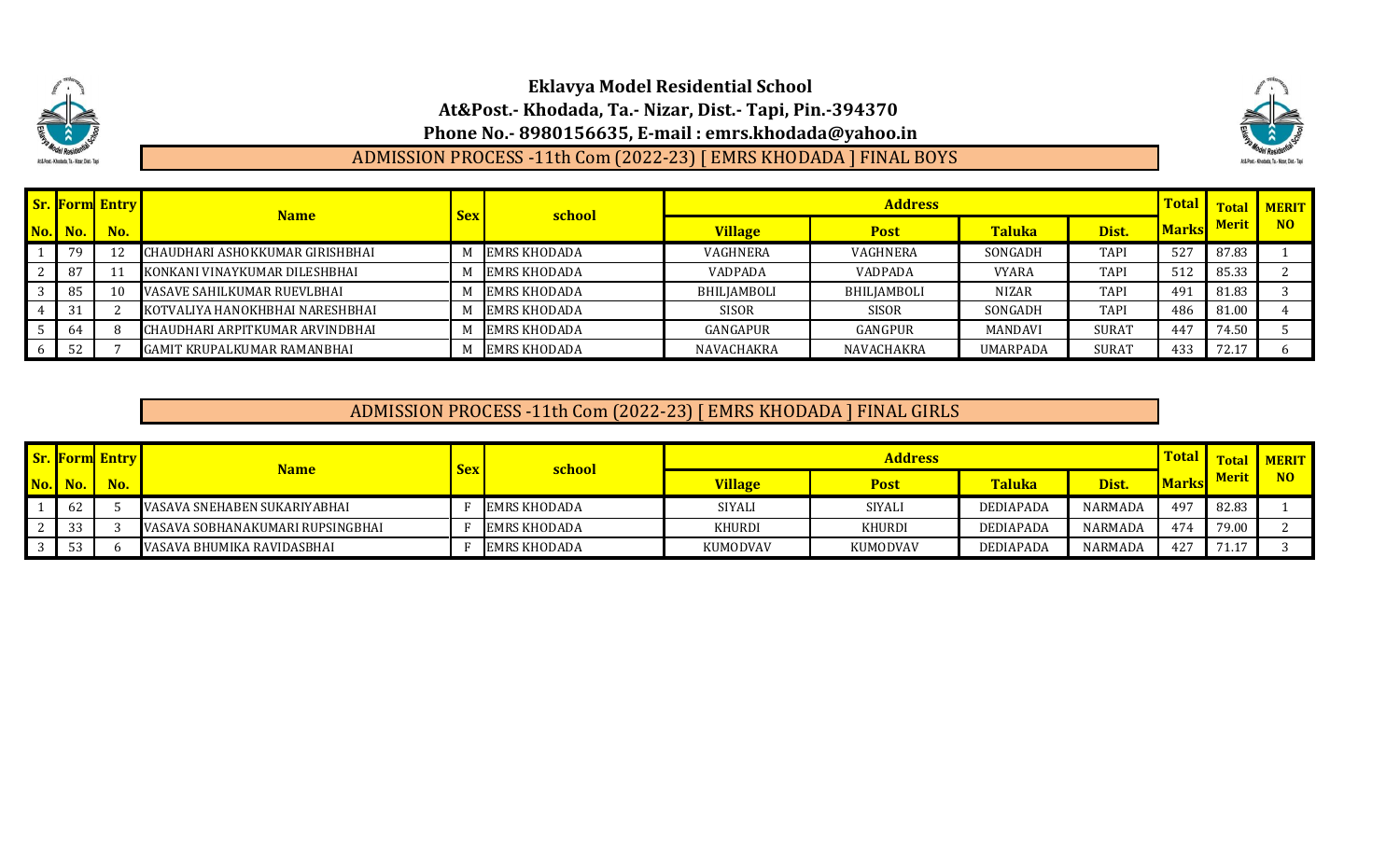# Eklavya Model Residential School

**At&Post.- Khodada, Ta.- Nizar, Dist.- Tapi, Pin.-394370**

**Phone No.- 8980156635, E-mail : emrs.khodada@yahoo.in**

## ADMISSION PROCESS -11th Com (2022-23) [ EMRS KHODADA ] FINAL BOYS

| Sr. No. | Form No. | Entry No. | Name | Sex | school | Address | | | | Total Marks | Total Merit | MERIT NO |
|---|---|---|---|---|---|---|---|---|---|---|---|---|
| | | | | | | Village | Post | Taluka | Dist. | | | |
| 1 | 79 | 12 | CHAUDHARI ASHOKKUMAR GIRISHBHAI | M | EMRS KHODADA | VAGHNERA | VAGHNERA | SONGADH | TAPI | 527 | 87.83 | 1 |
| 2 | 87 | 11 | KONKANI VINAYKUMAR DILESHBHAI | M | EMRS KHODADA | VADPADA | VADPADA | VYARA | TAPI | 512 | 85.33 | 2 |
| 3 | 85 | 10 | VASAVE SAHILKUMAR RUEVLBHAI | M | EMRS KHODADA | BHILJAMBOLI | BHILJAMBOLI | NIZAR | TAPI | 491 | 81.83 | 3 |
| 4 | 31 | 2 | KOTVALIYA HANOKHBHAI NARESHBHAI | M | EMRS KHODADA | SISOR | SISOR | SONGADH | TAPI | 486 | 81.00 | 4 |
| 5 | 64 | 8 | CHAUDHARI ARPITKUMAR ARVINDBHAI | M | EMRS KHODADA | GANGAPUR | GANGPUR | MANDAVI | SURAT | 447 | 74.50 | 5 |
| 6 | 52 | 7 | GAMIT KRUPALKUMAR RAMANBHAI | M | EMRS KHODADA | NAVACHAKRA | NAVACHAKRA | UMARPADA | SURAT | 433 | 72.17 | 6 |

## ADMISSION PROCESS -11th Com (2022-23) [ EMRS KHODADA ] FINAL GIRLS

| Sr. No. | Form No. | Entry No. | Name | Sex | school | Address | | | | Total Marks | Total Merit | MERIT NO |
|---|---|---|---|---|---|---|---|---|---|---|---|---|
| | | | | | | Village | Post | Taluka | Dist. | | | |
| 1 | 62 | 5 | VASAVA SNEHABEN SUKARIYABHAI | F | EMRS KHODADA | SIYALI | SIYALI | DEDIAPADA | NARMADA | 497 | 82.83 | 1 |
| 2 | 33 | 3 | VASAVA SOBHANAKUMARI RUPSINGBHAI | F | EMRS KHODADA | KHURDI | KHURDI | DEDIAPADA | NARMADA | 474 | 79.00 | 2 |
| 3 | 53 | 6 | VASAVA BHUMIKA RAVIDASBHAI | F | EMRS KHODADA | KUMODVAV | KUMODVAV | DEDIAPADA | NARMADA | 427 | 71.17 | 3 |